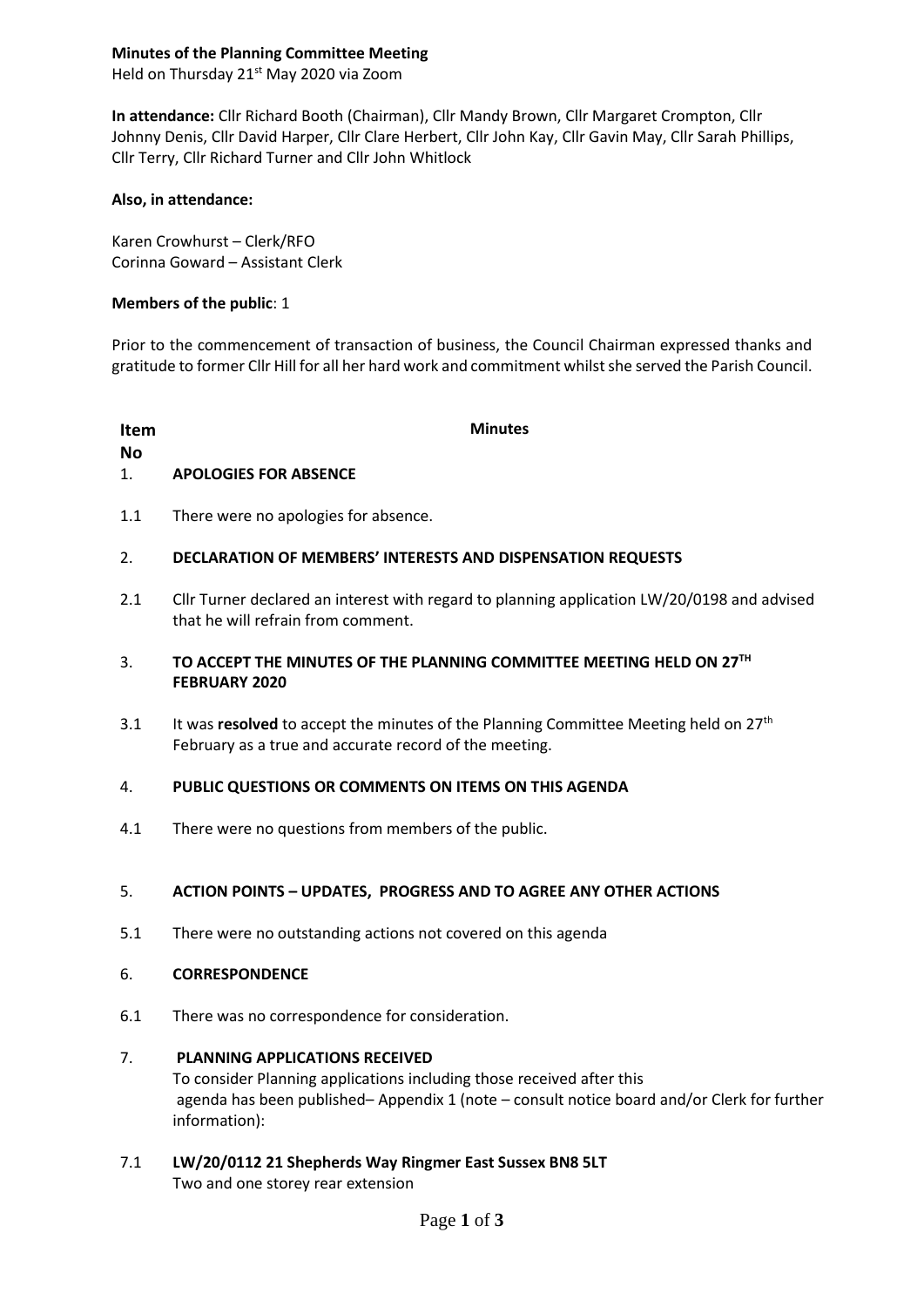**Minutes of the Planning Committee Meeting**

Held on Thursday 21st May 2020 via Zoom

**In attendance:** Cllr Richard Booth (Chairman), Cllr Mandy Brown, Cllr Margaret Crompton, Cllr Johnny Denis, Cllr David Harper, Cllr Clare Herbert, Cllr John Kay, Cllr Gavin May, Cllr Sarah Phillips, Cllr Terry, Cllr Richard Turner and Cllr John Whitlock

**Also, in attendance:**

Karen Crowhurst – Clerk/RFO
Corinna Goward – Assistant Clerk

**Members of the public**: 1

Prior to the commencement of transaction of business, the Council Chairman expressed thanks and gratitude to former Cllr Hill for all her hard work and commitment whilst she served the Parish Council.

| **Item No** | **Minutes** |
|---|---|
| 1. | **APOLOGIES FOR ABSENCE** |
| 1.1 | There were no apologies for absence. |
| 2. | **DECLARATION OF MEMBERS' INTERESTS AND DISPENSATION REQUESTS** |
| 2.1 | Cllr Turner declared an interest with regard to planning application LW/20/0198 and advised that he will refrain from comment. |
| 3. | **TO ACCEPT THE MINUTES OF THE PLANNING COMMITTEE MEETING HELD ON 27TH FEBRUARY 2020** |
| 3.1 | It was **resolved** to accept the minutes of the Planning Committee Meeting held on 27th February as a true and accurate record of the meeting. |
| 4. | **PUBLIC QUESTIONS OR COMMENTS ON ITEMS ON THIS AGENDA** |
| 4.1 | There were no questions from members of the public. |
| 5. | **ACTION POINTS – UPDATES, PROGRESS AND TO AGREE ANY OTHER ACTIONS** |
| 5.1 | There were no outstanding actions not covered on this agenda |
| 6. | **CORRESPONDENCE** |
| 6.1 | There was no correspondence for consideration. |
| 7. | **PLANNING APPLICATIONS RECEIVED** To consider Planning applications including those received after this agenda has been published– Appendix 1 (note – consult notice board and/or Clerk for further information): |
| 7.1 | **LW/20/0112 21 Shepherds Way Ringmer East Sussex BN8 5LT** Two and one storey rear extension |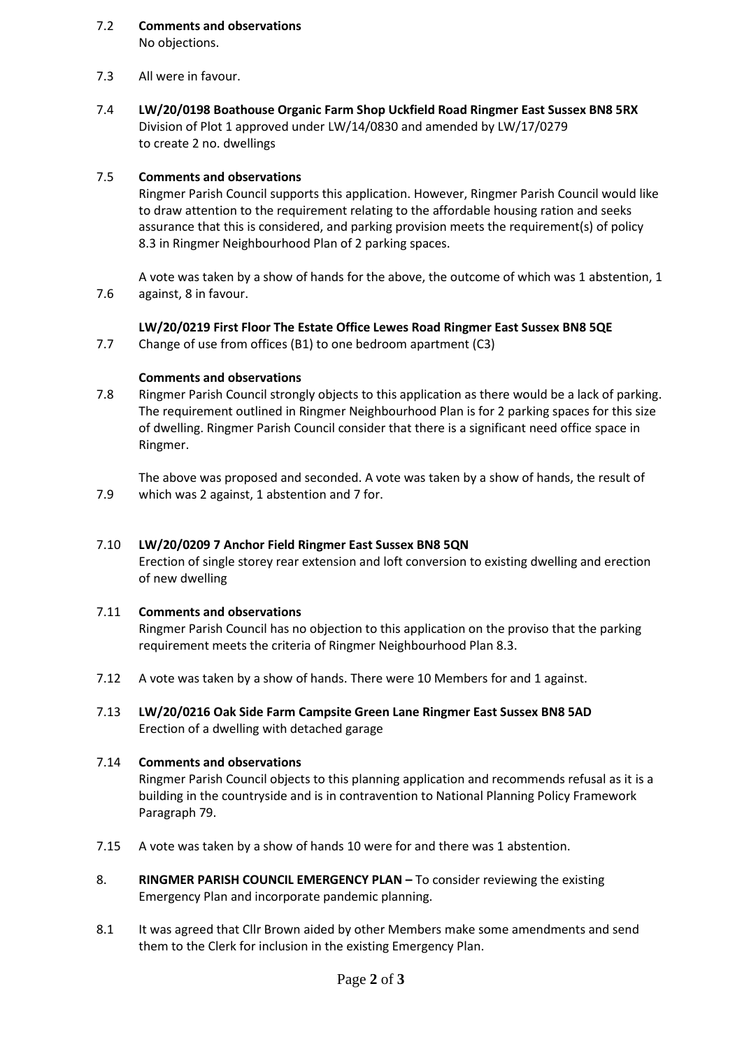7.2 **Comments and observations**
No objections.

7.3 All were in favour.

7.4 **LW/20/0198 Boathouse Organic Farm Shop Uckfield Road Ringmer East Sussex BN8 5RX**
Division of Plot 1 approved under LW/14/0830 and amended by LW/17/0279 to create 2 no. dwellings

7.5 **Comments and observations**
Ringmer Parish Council supports this application. However, Ringmer Parish Council would like to draw attention to the requirement relating to the affordable housing ration and seeks assurance that this is considered, and parking provision meets the requirement(s) of policy 8.3 in Ringmer Neighbourhood Plan of 2 parking spaces.

7.6 A vote was taken by a show of hands for the above, the outcome of which was 1 abstention, 1 against, 8 in favour.

7.7 **LW/20/0219 First Floor The Estate Office Lewes Road Ringmer East Sussex BN8 5QE**
Change of use from offices (B1) to one bedroom apartment (C3)

7.8 **Comments and observations**
Ringmer Parish Council strongly objects to this application as there would be a lack of parking. The requirement outlined in Ringmer Neighbourhood Plan is for 2 parking spaces for this size of dwelling. Ringmer Parish Council consider that there is a significant need office space in Ringmer.

7.9 The above was proposed and seconded. A vote was taken by a show of hands, the result of which was 2 against, 1 abstention and 7 for.

7.10 **LW/20/0209 7 Anchor Field Ringmer East Sussex BN8 5QN**
Erection of single storey rear extension and loft conversion to existing dwelling and erection of new dwelling

7.11 **Comments and observations**
Ringmer Parish Council has no objection to this application on the proviso that the parking requirement meets the criteria of Ringmer Neighbourhood Plan 8.3.

7.12 A vote was taken by a show of hands. There were 10 Members for and 1 against.

7.13 **LW/20/0216 Oak Side Farm Campsite Green Lane Ringmer East Sussex BN8 5AD**
Erection of a dwelling with detached garage

7.14 **Comments and observations**
Ringmer Parish Council objects to this planning application and recommends refusal as it is a building in the countryside and is in contravention to National Planning Policy Framework Paragraph 79.

7.15 A vote was taken by a show of hands 10 were for and there was 1 abstention.

8. **RINGMER PARISH COUNCIL EMERGENCY PLAN –** To consider reviewing the existing Emergency Plan and incorporate pandemic planning.

8.1 It was agreed that Cllr Brown aided by other Members make some amendments and send them to the Clerk for inclusion in the existing Emergency Plan.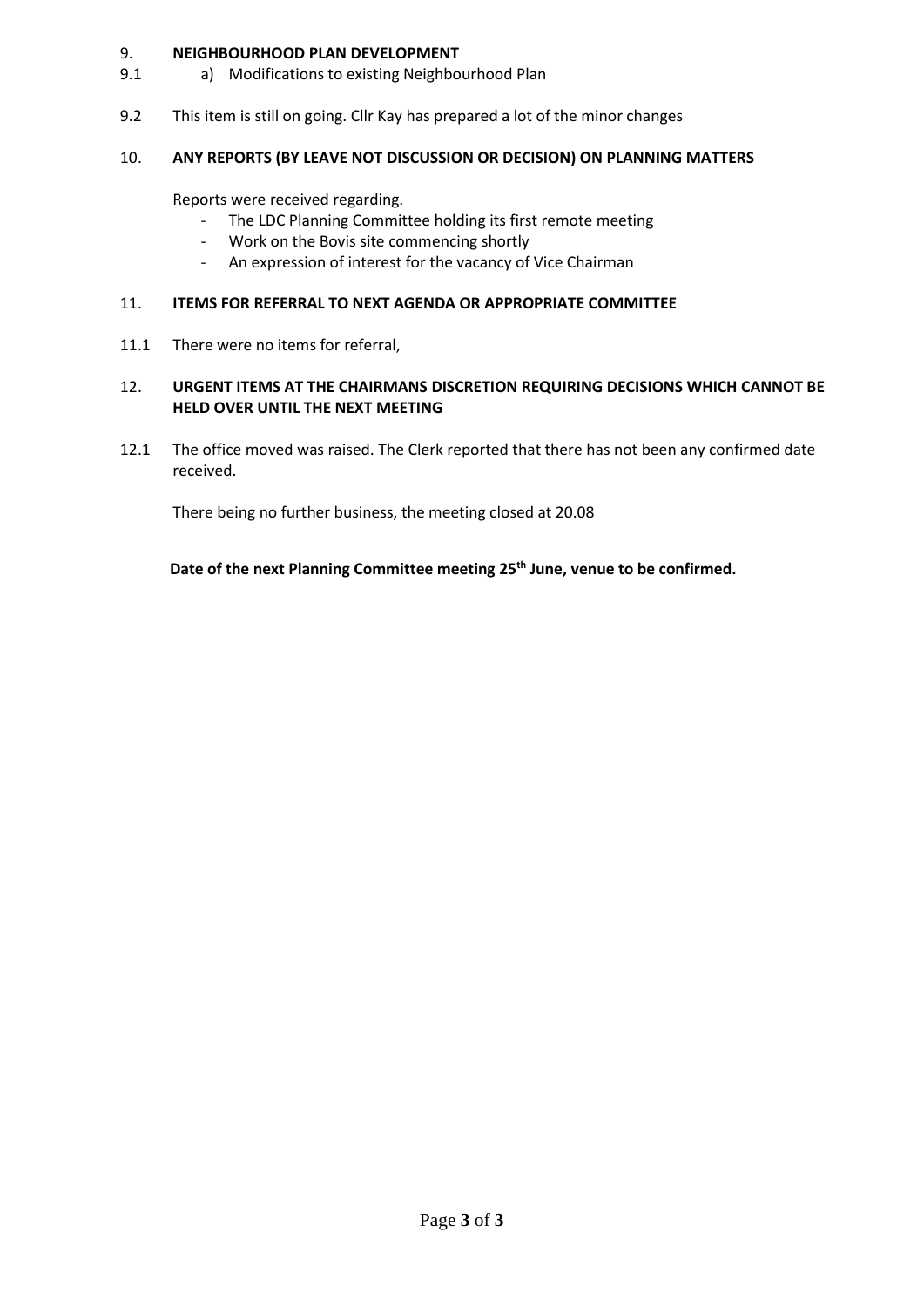9. **NEIGHBOURHOOD PLAN DEVELOPMENT**

9.1 a) Modifications to existing Neighbourhood Plan

9.2 This item is still on going. Cllr Kay has prepared a lot of the minor changes

10. **ANY REPORTS (BY LEAVE NOT DISCUSSION OR DECISION) ON PLANNING MATTERS**

Reports were received regarding.

- The LDC Planning Committee holding its first remote meeting
- Work on the Bovis site commencing shortly
- An expression of interest for the vacancy of Vice Chairman

11. **ITEMS FOR REFERRAL TO NEXT AGENDA OR APPROPRIATE COMMITTEE**

11.1 There were no items for referral,

12. **URGENT ITEMS AT THE CHAIRMANS DISCRETION REQUIRING DECISIONS WHICH CANNOT BE HELD OVER UNTIL THE NEXT MEETING**

12.1 The office moved was raised. The Clerk reported that there has not been any confirmed date received.

There being no further business, the meeting closed at 20.08

**Date of the next Planning Committee meeting 25th June, venue to be confirmed.**